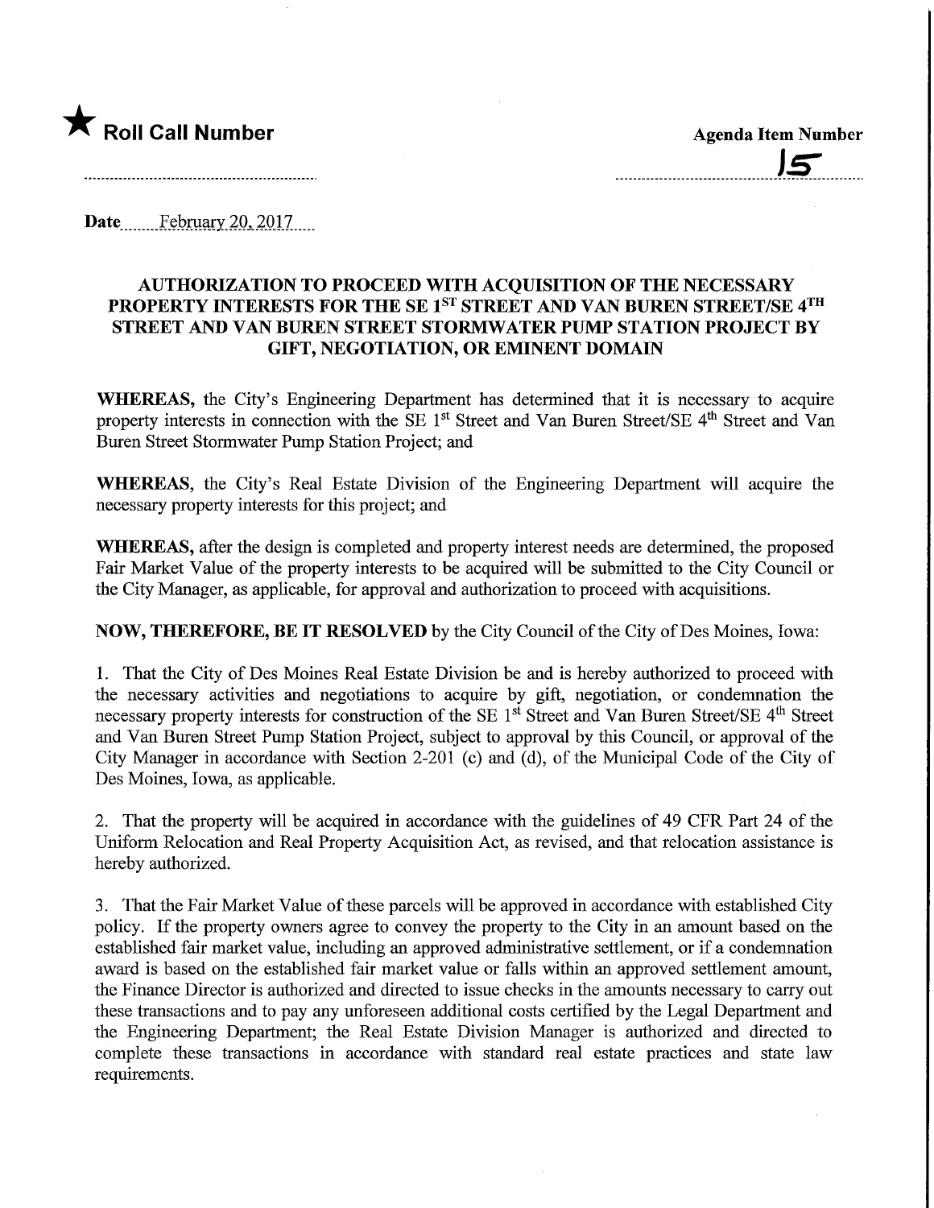★ **Roll Call Number**

**Agenda Item Number**

15

**Date** February 20, 2017

## AUTHORIZATION TO PROCEED WITH ACQUISITION OF THE NECESSARY PROPERTY INTERESTS FOR THE SE 1ST STREET AND VAN BUREN STREET/SE 4TH STREET AND VAN BUREN STREET STORMWATER PUMP STATION PROJECT BY GIFT, NEGOTIATION, OR EMINENT DOMAIN

**WHEREAS,** the City's Engineering Department has determined that it is necessary to acquire property interests in connection with the SE 1st Street and Van Buren Street/SE 4th Street and Van Buren Street Stormwater Pump Station Project; and

**WHEREAS,** the City's Real Estate Division of the Engineering Department will acquire the necessary property interests for this project; and

**WHEREAS,** after the design is completed and property interest needs are determined, the proposed Fair Market Value of the property interests to be acquired will be submitted to the City Council or the City Manager, as applicable, for approval and authorization to proceed with acquisitions.

**NOW, THEREFORE, BE IT RESOLVED** by the City Council of the City of Des Moines, Iowa:

1. That the City of Des Moines Real Estate Division be and is hereby authorized to proceed with the necessary activities and negotiations to acquire by gift, negotiation, or condemnation the necessary property interests for construction of the SE 1st Street and Van Buren Street/SE 4th Street and Van Buren Street Pump Station Project, subject to approval by this Council, or approval of the City Manager in accordance with Section 2-201 (c) and (d), of the Municipal Code of the City of Des Moines, Iowa, as applicable.

2. That the property will be acquired in accordance with the guidelines of 49 CFR Part 24 of the Uniform Relocation and Real Property Acquisition Act, as revised, and that relocation assistance is hereby authorized.

3. That the Fair Market Value of these parcels will be approved in accordance with established City policy. If the property owners agree to convey the property to the City in an amount based on the established fair market value, including an approved administrative settlement, or if a condemnation award is based on the established fair market value or falls within an approved settlement amount, the Finance Director is authorized and directed to issue checks in the amounts necessary to carry out these transactions and to pay any unforeseen additional costs certified by the Legal Department and the Engineering Department; the Real Estate Division Manager is authorized and directed to complete these transactions in accordance with standard real estate practices and state law requirements.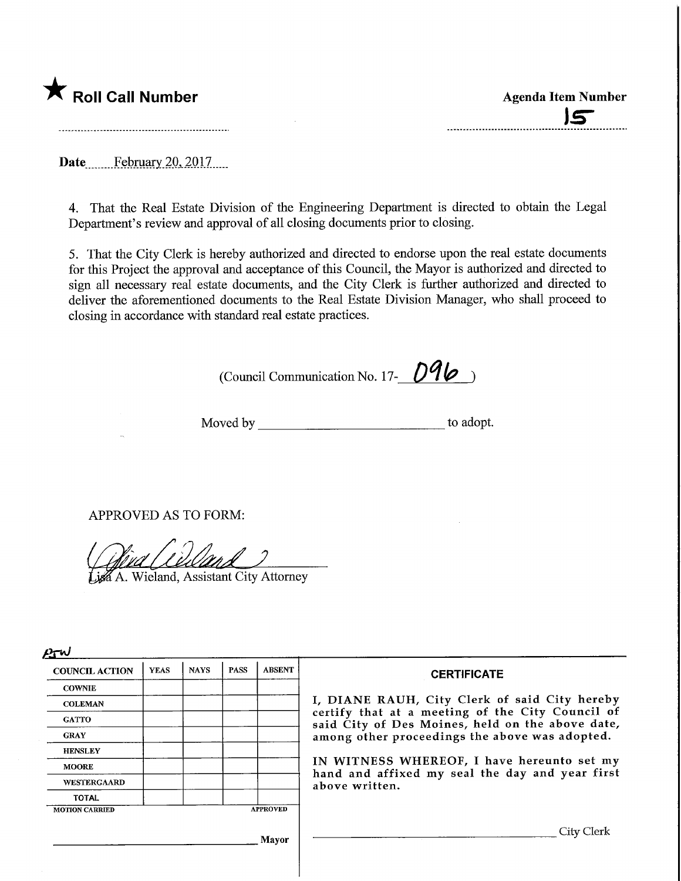★ **Roll Call Number**

**Agenda Item Number**

15

**Date** February 20, 2017

4. That the Real Estate Division of the Engineering Department is directed to obtain the Legal Department's review and approval of all closing documents prior to closing.

5. That the City Clerk is hereby authorized and directed to endorse upon the real estate documents for this Project the approval and acceptance of this Council, the Mayor is authorized and directed to sign all necessary real estate documents, and the City Clerk is further authorized and directed to deliver the aforementioned documents to the Real Estate Division Manager, who shall proceed to closing in accordance with standard real estate practices.

(Council Communication No. 17- 096 )

Moved by ___________________________ to adopt.

APPROVED AS TO FORM:

Lisa A. Wieland, Assistant City Attorney

PTW

| COUNCIL ACTION | YEAS | NAYS | PASS | ABSENT |
|---|---|---|---|---|
| COWNIE | | | | |
| COLEMAN | | | | |
| GATTO | | | | |
| GRAY | | | | |
| HENSLEY | | | | |
| MOORE | | | | |
| WESTERGAARD | | | | |
| TOTAL | | | | |
| MOTION CARRIED | | | | APPROVED |

___________________________ Mayor

**CERTIFICATE**

I, DIANE RAUH, City Clerk of said City hereby certify that at a meeting of the City Council of said City of Des Moines, held on the above date, among other proceedings the above was adopted.

IN WITNESS WHEREOF, I have hereunto set my hand and affixed my seal the day and year first above written.

___________________________ City Clerk